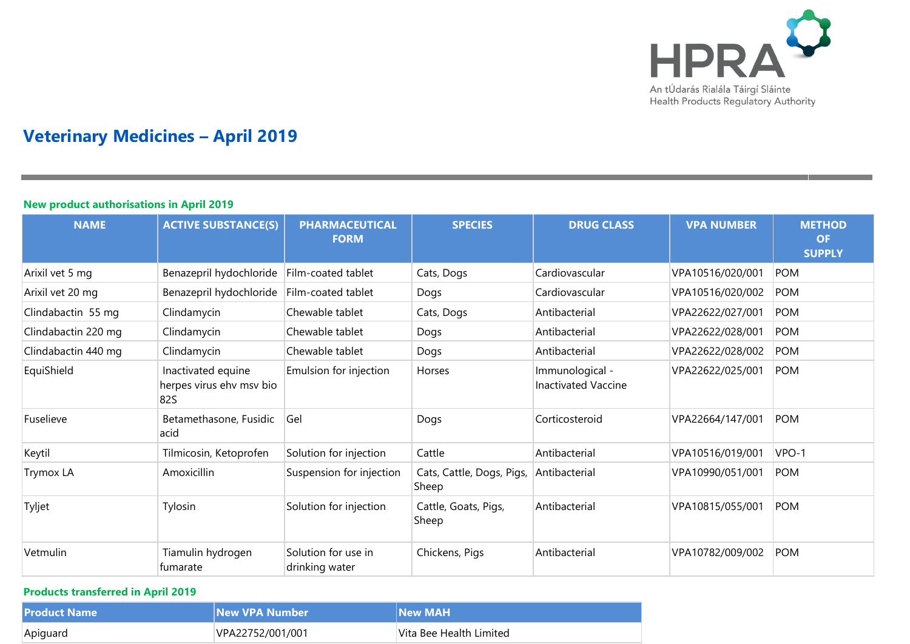HPRA

An tÚdarás Rialála Táirgí Sláinte
Health Products Regulatory Authority

# Veterinary Medicines – April 2019

## New product authorisations in April 2019

| NAME | ACTIVE SUBSTANCE(S) | PHARMACEUTICAL FORM | SPECIES | DRUG CLASS | VPA NUMBER | METHOD OF SUPPLY |
|---|---|---|---|---|---|---|
| Arixil vet 5 mg | Benazepril hydochloride | Film-coated tablet | Cats, Dogs | Cardiovascular | VPA10516/020/001 | POM |
| Arixil vet 20 mg | Benazepril hydochloride | Film-coated tablet | Dogs | Cardiovascular | VPA10516/020/002 | POM |
| Clindabactin 55 mg | Clindamycin | Chewable tablet | Cats, Dogs | Antibacterial | VPA22622/027/001 | POM |
| Clindabactin 220 mg | Clindamycin | Chewable tablet | Dogs | Antibacterial | VPA22622/028/001 | POM |
| Clindabactin 440 mg | Clindamycin | Chewable tablet | Dogs | Antibacterial | VPA22622/028/002 | POM |
| EquiShield | Inactivated equine herpes virus ehv msv bio 82S | Emulsion for injection | Horses | Immunological - Inactivated Vaccine | VPA22622/025/001 | POM |
| Fuselieve | Betamethasone, Fusidic acid | Gel | Dogs | Corticosteroid | VPA22664/147/001 | POM |
| Keytil | Tilmicosin, Ketoprofen | Solution for injection | Cattle | Antibacterial | VPA10516/019/001 | VPO-1 |
| Trymox LA | Amoxicillin | Suspension for injection | Cats, Cattle, Dogs, Pigs, Sheep | Antibacterial | VPA10990/051/001 | POM |
| Tyljet | Tylosin | Solution for injection | Cattle, Goats, Pigs, Sheep | Antibacterial | VPA10815/055/001 | POM |
| Vetmulin | Tiamulin hydrogen fumarate | Solution for use in drinking water | Chickens, Pigs | Antibacterial | VPA10782/009/002 | POM |

## Products transferred in April 2019

| Product Name | New VPA Number | New MAH |
|---|---|---|
| Apiguard | VPA22752/001/001 | Vita Bee Health Limited |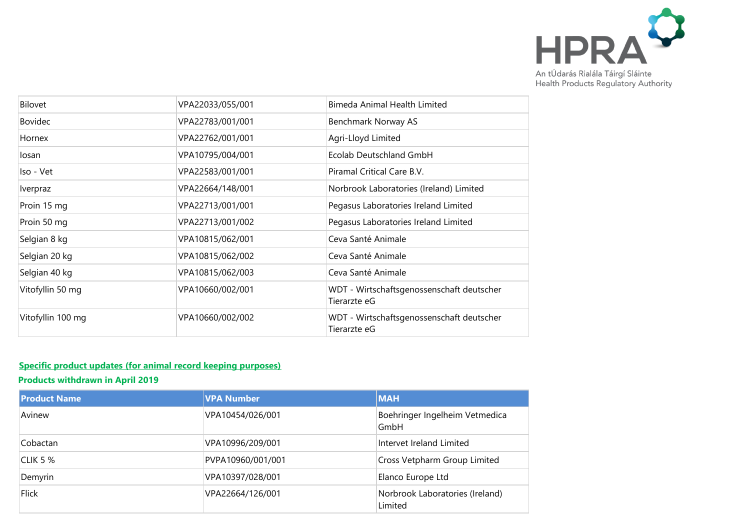| | | |
|---|---|---|
| Bilovet | VPA22033/055/001 | Bimeda Animal Health Limited |
| Bovidec | VPA22783/001/001 | Benchmark Norway AS |
| Hornex | VPA22762/001/001 | Agri-Lloyd Limited |
| Iosan | VPA10795/004/001 | Ecolab Deutschland GmbH |
| Iso - Vet | VPA22583/001/001 | Piramal Critical Care B.V. |
| Iverpraz | VPA22664/148/001 | Norbrook Laboratories (Ireland) Limited |
| Proin 15 mg | VPA22713/001/001 | Pegasus Laboratories Ireland Limited |
| Proin 50 mg | VPA22713/001/002 | Pegasus Laboratories Ireland Limited |
| Selgian 8 kg | VPA10815/062/001 | Ceva Santé Animale |
| Selgian 20 kg | VPA10815/062/002 | Ceva Santé Animale |
| Selgian 40 kg | VPA10815/062/003 | Ceva Santé Animale |
| Vitofyllin 50 mg | VPA10660/002/001 | WDT - Wirtschaftsgenossenschaft deutscher Tierarzte eG |
| Vitofyllin 100 mg | VPA10660/002/002 | WDT - Wirtschaftsgenossenschaft deutscher Tierarzte eG |

**Specific product updates (for animal record keeping purposes)**

**Products withdrawn in April 2019**

| Product Name | VPA Number | MAH |
|---|---|---|
| Avinew | VPA10454/026/001 | Boehringer Ingelheim Vetmedica GmbH |
| Cobactan | VPA10996/209/001 | Intervet Ireland Limited |
| CLIK 5 % | PVPA10960/001/001 | Cross Vetpharm Group Limited |
| Demyrin | VPA10397/028/001 | Elanco Europe Ltd |
| Flick | VPA22664/126/001 | Norbrook Laboratories (Ireland) Limited |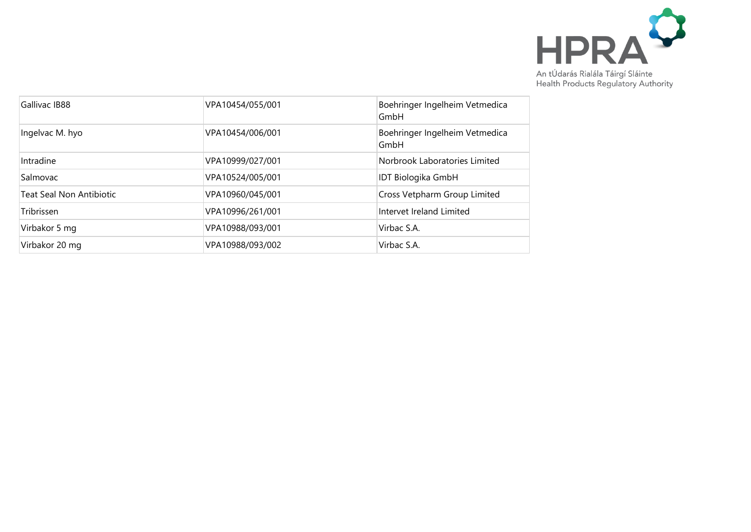| | | |
|---|---|---|
| Gallivac IB88 | VPA10454/055/001 | Boehringer Ingelheim Vetmedica GmbH |
| Ingelvac M. hyo | VPA10454/006/001 | Boehringer Ingelheim Vetmedica GmbH |
| Intradine | VPA10999/027/001 | Norbrook Laboratories Limited |
| Salmovac | VPA10524/005/001 | IDT Biologika GmbH |
| Teat Seal Non Antibiotic | VPA10960/045/001 | Cross Vetpharm Group Limited |
| Tribrissen | VPA10996/261/001 | Intervet Ireland Limited |
| Virbakor 5 mg | VPA10988/093/001 | Virbac S.A. |
| Virbakor 20 mg | VPA10988/093/002 | Virbac S.A. |